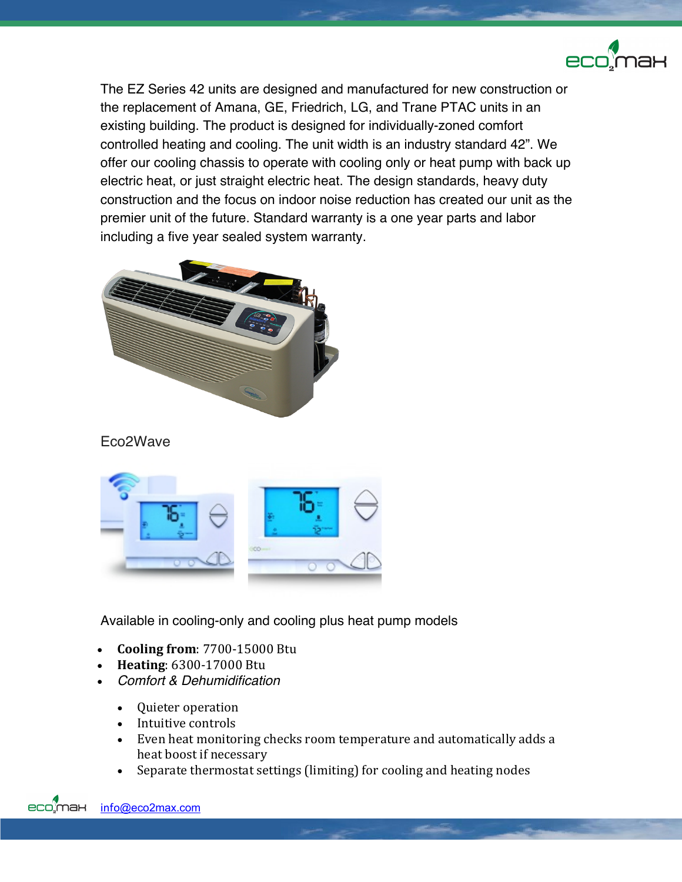The EZ Series 42 units are designed and manufactured for new construction or the replacement of Amana, GE, Friedrich, LG, and Trane PTAC units in an existing building. The product is designed for individually-zoned comfort controlled heating and cooling. The unit width is an industry standard 42". We offer our cooling chassis to operate with cooling only or heat pump with back up electric heat, or just straight electric heat. The design standards, heavy duty construction and the focus on indoor noise reduction has created our unit as the premier unit of the future. Standard warranty is a one year parts and labor including a five year sealed system warranty.

Eco2Wave

Available in cooling-only and cooling plus heat pump models

- **Cooling from**: 7700-15000 Btu
- **Heating**: 6300-17000 Btu
- *Comfort & Dehumidification*
  - Quieter operation
  - Intuitive controls
  - Even heat monitoring checks room temperature and automatically adds a heat boost if necessary
  - Separate thermostat settings (limiting) for cooling and heating nodes

info@eco2max.com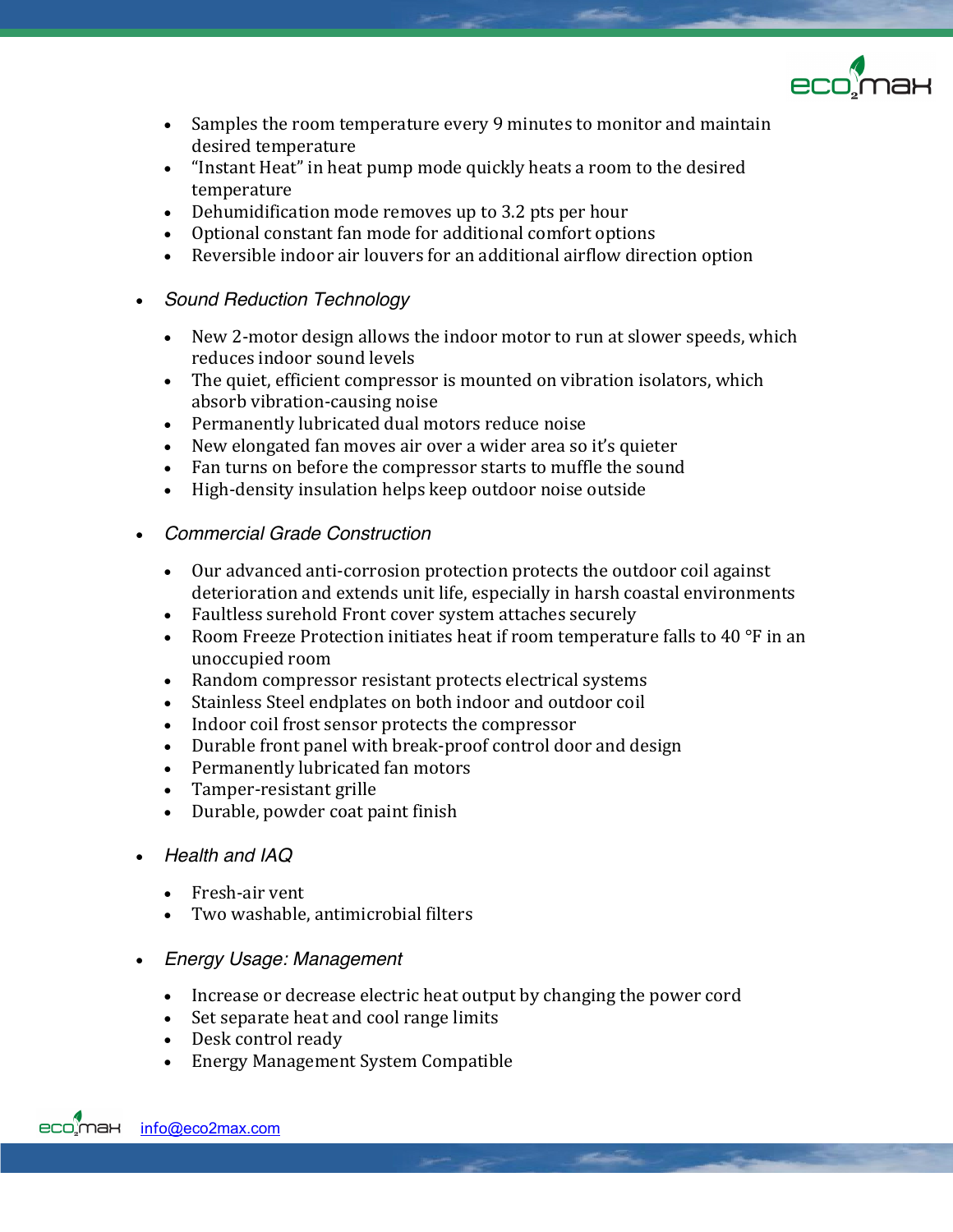- Samples the room temperature every 9 minutes to monitor and maintain desired temperature
- "Instant Heat" in heat pump mode quickly heats a room to the desired temperature
- Dehumidification mode removes up to 3.2 pts per hour
- Optional constant fan mode for additional comfort options
- Reversible indoor air louvers for an additional airflow direction option

- *Sound Reduction Technology*
  - New 2-motor design allows the indoor motor to run at slower speeds, which reduces indoor sound levels
  - The quiet, efficient compressor is mounted on vibration isolators, which absorb vibration-causing noise
  - Permanently lubricated dual motors reduce noise
  - New elongated fan moves air over a wider area so it's quieter
  - Fan turns on before the compressor starts to muffle the sound
  - High-density insulation helps keep outdoor noise outside

- *Commercial Grade Construction*
  - Our advanced anti-corrosion protection protects the outdoor coil against deterioration and extends unit life, especially in harsh coastal environments
  - Faultless surehold Front cover system attaches securely
  - Room Freeze Protection initiates heat if room temperature falls to 40 °F in an unoccupied room
  - Random compressor resistant protects electrical systems
  - Stainless Steel endplates on both indoor and outdoor coil
  - Indoor coil frost sensor protects the compressor
  - Durable front panel with break-proof control door and design
  - Permanently lubricated fan motors
  - Tamper-resistant grille
  - Durable, powder coat paint finish

- *Health and IAQ*
  - Fresh-air vent
  - Two washable, antimicrobial filters

- *Energy Usage: Management*
  - Increase or decrease electric heat output by changing the power cord
  - Set separate heat and cool range limits
  - Desk control ready
  - Energy Management System Compatible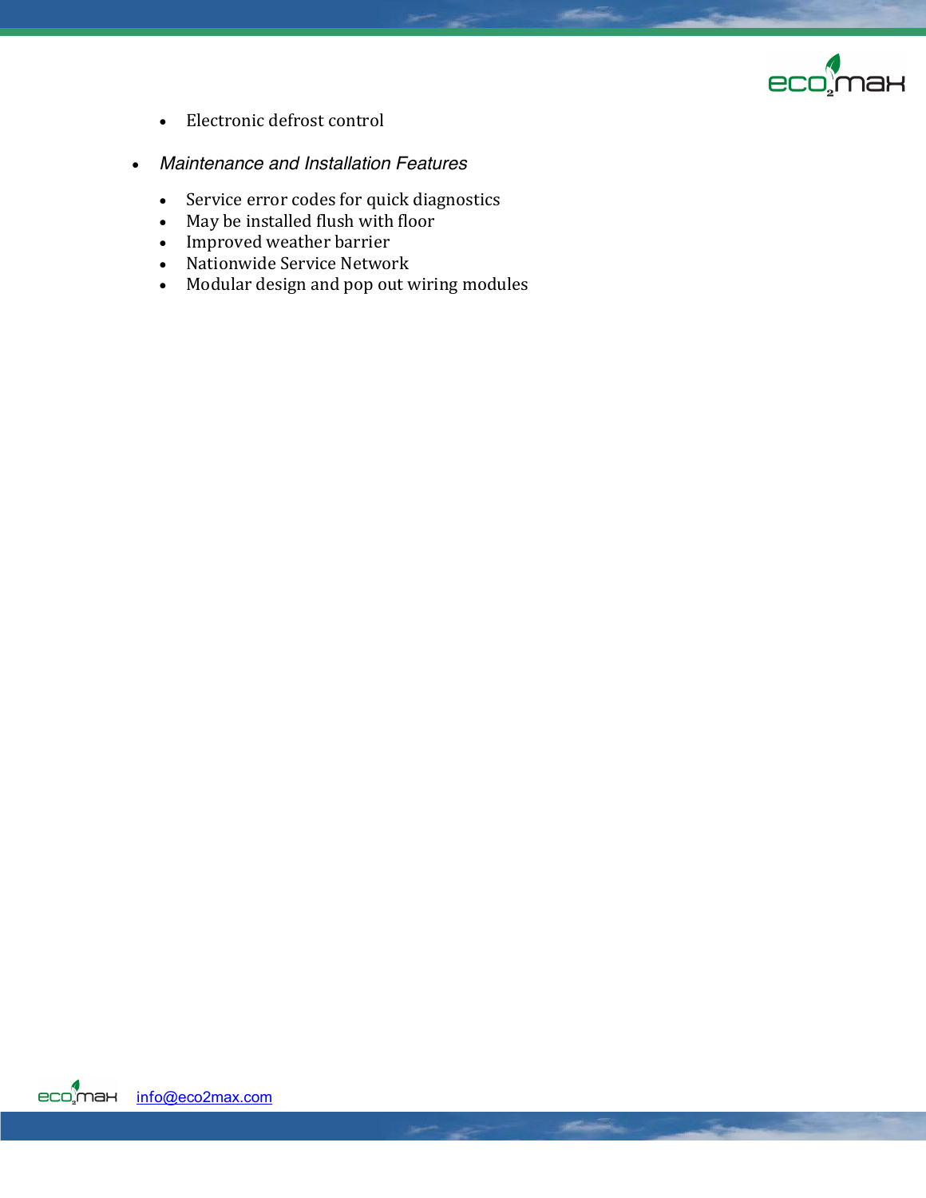- Electronic defrost control

- *Maintenance and Installation Features*
  - Service error codes for quick diagnostics
  - May be installed flush with floor
  - Improved weather barrier
  - Nationwide Service Network
  - Modular design and pop out wiring modules